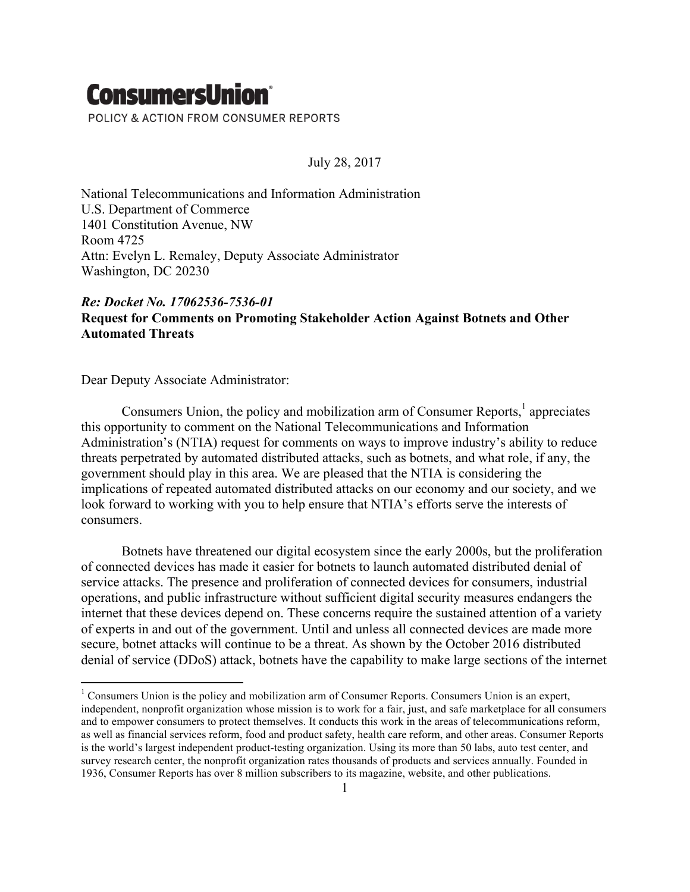**ConsumersUnion**®

POLICY & ACTION FROM CONSUMER REPORTS

July 28, 2017

National Telecommunications and Information Administration
U.S. Department of Commerce
1401 Constitution Avenue, NW
Room 4725
Attn: Evelyn L. Remaley, Deputy Associate Administrator
Washington, DC 20230

***Re: Docket No. 17062536-7536-01***
**Request for Comments on Promoting Stakeholder Action Against Botnets and Other Automated Threats**

Dear Deputy Associate Administrator:

Consumers Union, the policy and mobilization arm of Consumer Reports,[1] appreciates this opportunity to comment on the National Telecommunications and Information Administration's (NTIA) request for comments on ways to improve industry's ability to reduce threats perpetrated by automated distributed attacks, such as botnets, and what role, if any, the government should play in this area. We are pleased that the NTIA is considering the implications of repeated automated distributed attacks on our economy and our society, and we look forward to working with you to help ensure that NTIA's efforts serve the interests of consumers.

Botnets have threatened our digital ecosystem since the early 2000s, but the proliferation of connected devices has made it easier for botnets to launch automated distributed denial of service attacks. The presence and proliferation of connected devices for consumers, industrial operations, and public infrastructure without sufficient digital security measures endangers the internet that these devices depend on. These concerns require the sustained attention of a variety of experts in and out of the government. Until and unless all connected devices are made more secure, botnet attacks will continue to be a threat. As shown by the October 2016 distributed denial of service (DDoS) attack, botnets have the capability to make large sections of the internet

---

[1] Consumers Union is the policy and mobilization arm of Consumer Reports. Consumers Union is an expert, independent, nonprofit organization whose mission is to work for a fair, just, and safe marketplace for all consumers and to empower consumers to protect themselves. It conducts this work in the areas of telecommunications reform, as well as financial services reform, food and product safety, health care reform, and other areas. Consumer Reports is the world's largest independent product-testing organization. Using its more than 50 labs, auto test center, and survey research center, the nonprofit organization rates thousands of products and services annually. Founded in 1936, Consumer Reports has over 8 million subscribers to its magazine, website, and other publications.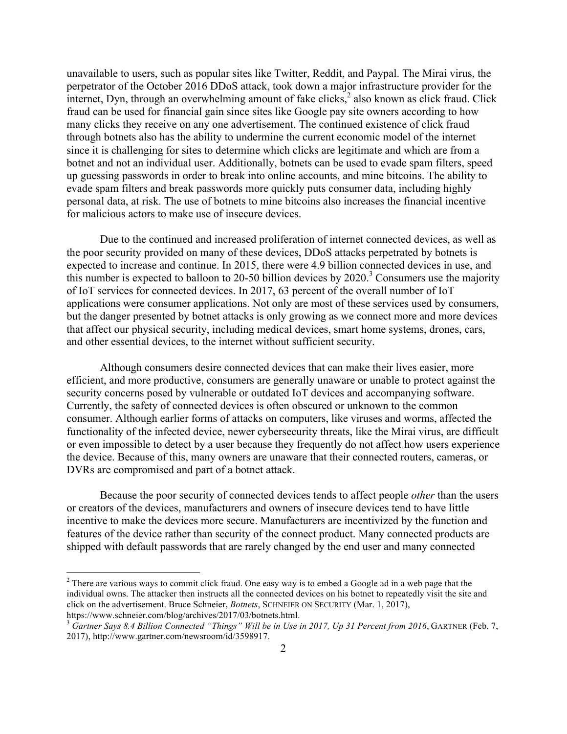unavailable to users, such as popular sites like Twitter, Reddit, and Paypal. The Mirai virus, the perpetrator of the October 2016 DDoS attack, took down a major infrastructure provider for the internet, Dyn, through an overwhelming amount of fake clicks,[2] also known as click fraud. Click fraud can be used for financial gain since sites like Google pay site owners according to how many clicks they receive on any one advertisement. The continued existence of click fraud through botnets also has the ability to undermine the current economic model of the internet since it is challenging for sites to determine which clicks are legitimate and which are from a botnet and not an individual user. Additionally, botnets can be used to evade spam filters, speed up guessing passwords in order to break into online accounts, and mine bitcoins. The ability to evade spam filters and break passwords more quickly puts consumer data, including highly personal data, at risk. The use of botnets to mine bitcoins also increases the financial incentive for malicious actors to make use of insecure devices.

Due to the continued and increased proliferation of internet connected devices, as well as the poor security provided on many of these devices, DDoS attacks perpetrated by botnets is expected to increase and continue. In 2015, there were 4.9 billion connected devices in use, and this number is expected to balloon to 20-50 billion devices by 2020.[3] Consumers use the majority of IoT services for connected devices. In 2017, 63 percent of the overall number of IoT applications were consumer applications. Not only are most of these services used by consumers, but the danger presented by botnet attacks is only growing as we connect more and more devices that affect our physical security, including medical devices, smart home systems, drones, cars, and other essential devices, to the internet without sufficient security.

Although consumers desire connected devices that can make their lives easier, more efficient, and more productive, consumers are generally unaware or unable to protect against the security concerns posed by vulnerable or outdated IoT devices and accompanying software. Currently, the safety of connected devices is often obscured or unknown to the common consumer. Although earlier forms of attacks on computers, like viruses and worms, affected the functionality of the infected device, newer cybersecurity threats, like the Mirai virus, are difficult or even impossible to detect by a user because they frequently do not affect how users experience the device. Because of this, many owners are unaware that their connected routers, cameras, or DVRs are compromised and part of a botnet attack.

Because the poor security of connected devices tends to affect people *other* than the users or creators of the devices, manufacturers and owners of insecure devices tend to have little incentive to make the devices more secure. Manufacturers are incentivized by the function and features of the device rather than security of the connect product. Many connected products are shipped with default passwords that are rarely changed by the end user and many connected

---

[2] There are various ways to commit click fraud. One easy way is to embed a Google ad in a web page that the individual owns. The attacker then instructs all the connected devices on his botnet to repeatedly visit the site and click on the advertisement. Bruce Schneier, *Botnets*, SCHNEIER ON SECURITY (Mar. 1, 2017), https://www.schneier.com/blog/archives/2017/03/botnets.html.

[3] *Gartner Says 8.4 Billion Connected "Things" Will be in Use in 2017, Up 31 Percent from 2016*, GARTNER (Feb. 7, 2017), http://www.gartner.com/newsroom/id/3598917.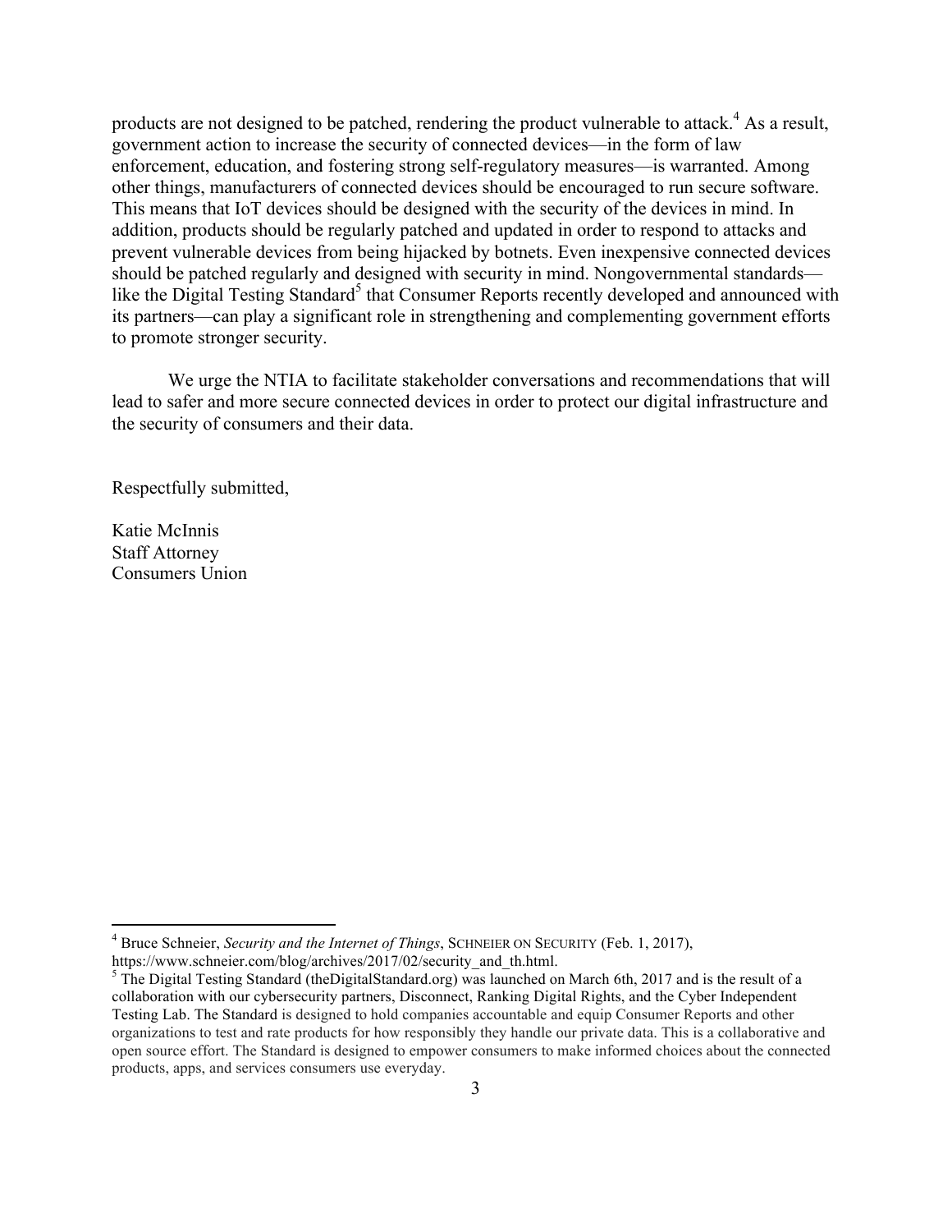products are not designed to be patched, rendering the product vulnerable to attack.[4] As a result, government action to increase the security of connected devices—in the form of law enforcement, education, and fostering strong self-regulatory measures—is warranted. Among other things, manufacturers of connected devices should be encouraged to run secure software. This means that IoT devices should be designed with the security of the devices in mind. In addition, products should be regularly patched and updated in order to respond to attacks and prevent vulnerable devices from being hijacked by botnets. Even inexpensive connected devices should be patched regularly and designed with security in mind. Nongovernmental standards—like the Digital Testing Standard[5] that Consumer Reports recently developed and announced with its partners—can play a significant role in strengthening and complementing government efforts to promote stronger security.

We urge the NTIA to facilitate stakeholder conversations and recommendations that will lead to safer and more secure connected devices in order to protect our digital infrastructure and the security of consumers and their data.

Respectfully submitted,

Katie McInnis  
Staff Attorney  
Consumers Union

---

[4] Bruce Schneier, *Security and the Internet of Things*, SCHNEIER ON SECURITY (Feb. 1, 2017), https://www.schneier.com/blog/archives/2017/02/security_and_th.html.

[5] The Digital Testing Standard (theDigitalStandard.org) was launched on March 6th, 2017 and is the result of a collaboration with our cybersecurity partners, Disconnect, Ranking Digital Rights, and the Cyber Independent Testing Lab. The Standard is designed to hold companies accountable and equip Consumer Reports and other organizations to test and rate products for how responsibly they handle our private data. This is a collaborative and open source effort. The Standard is designed to empower consumers to make informed choices about the connected products, apps, and services consumers use everyday.